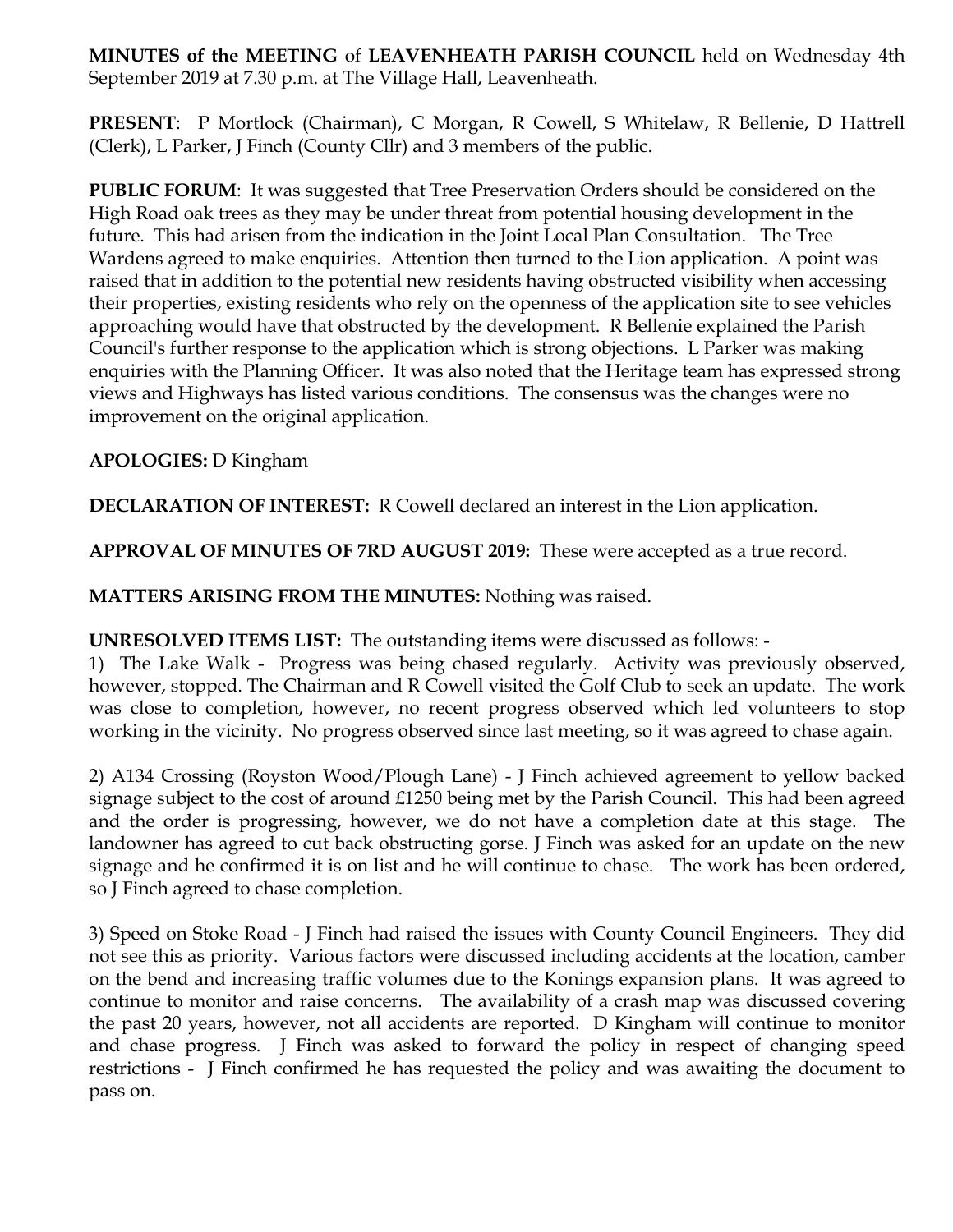**MINUTES of the MEETING** of **LEAVENHEATH PARISH COUNCIL** held on Wednesday 4th September 2019 at 7.30 p.m. at The Village Hall, Leavenheath.

**PRESENT**: P Mortlock (Chairman), C Morgan, R Cowell, S Whitelaw, R Bellenie, D Hattrell (Clerk), L Parker, J Finch (County Cllr) and 3 members of the public.

**PUBLIC FORUM**: It was suggested that Tree Preservation Orders should be considered on the High Road oak trees as they may be under threat from potential housing development in the future. This had arisen from the indication in the Joint Local Plan Consultation. The Tree Wardens agreed to make enquiries. Attention then turned to the Lion application. A point was raised that in addition to the potential new residents having obstructed visibility when accessing their properties, existing residents who rely on the openness of the application site to see vehicles approaching would have that obstructed by the development. R Bellenie explained the Parish Council's further response to the application which is strong objections. L Parker was making enquiries with the Planning Officer. It was also noted that the Heritage team has expressed strong views and Highways has listed various conditions. The consensus was the changes were no improvement on the original application.

**APOLOGIES:** D Kingham

**DECLARATION OF INTEREST:** R Cowell declared an interest in the Lion application.

**APPROVAL OF MINUTES OF 7RD AUGUST 2019:** These were accepted as a true record.

**MATTERS ARISING FROM THE MINUTES:** Nothing was raised.

**UNRESOLVED ITEMS LIST:** The outstanding items were discussed as follows: -

1) The Lake Walk - Progress was being chased regularly. Activity was previously observed, however, stopped. The Chairman and R Cowell visited the Golf Club to seek an update. The work was close to completion, however, no recent progress observed which led volunteers to stop working in the vicinity. No progress observed since last meeting, so it was agreed to chase again.

2) A134 Crossing (Royston Wood/Plough Lane) - J Finch achieved agreement to yellow backed signage subject to the cost of around £1250 being met by the Parish Council. This had been agreed and the order is progressing, however, we do not have a completion date at this stage. The landowner has agreed to cut back obstructing gorse. J Finch was asked for an update on the new signage and he confirmed it is on list and he will continue to chase. The work has been ordered, so J Finch agreed to chase completion.

3) Speed on Stoke Road - J Finch had raised the issues with County Council Engineers. They did not see this as priority. Various factors were discussed including accidents at the location, camber on the bend and increasing traffic volumes due to the Konings expansion plans. It was agreed to continue to monitor and raise concerns. The availability of a crash map was discussed covering the past 20 years, however, not all accidents are reported. D Kingham will continue to monitor and chase progress. J Finch was asked to forward the policy in respect of changing speed restrictions - J Finch confirmed he has requested the policy and was awaiting the document to pass on.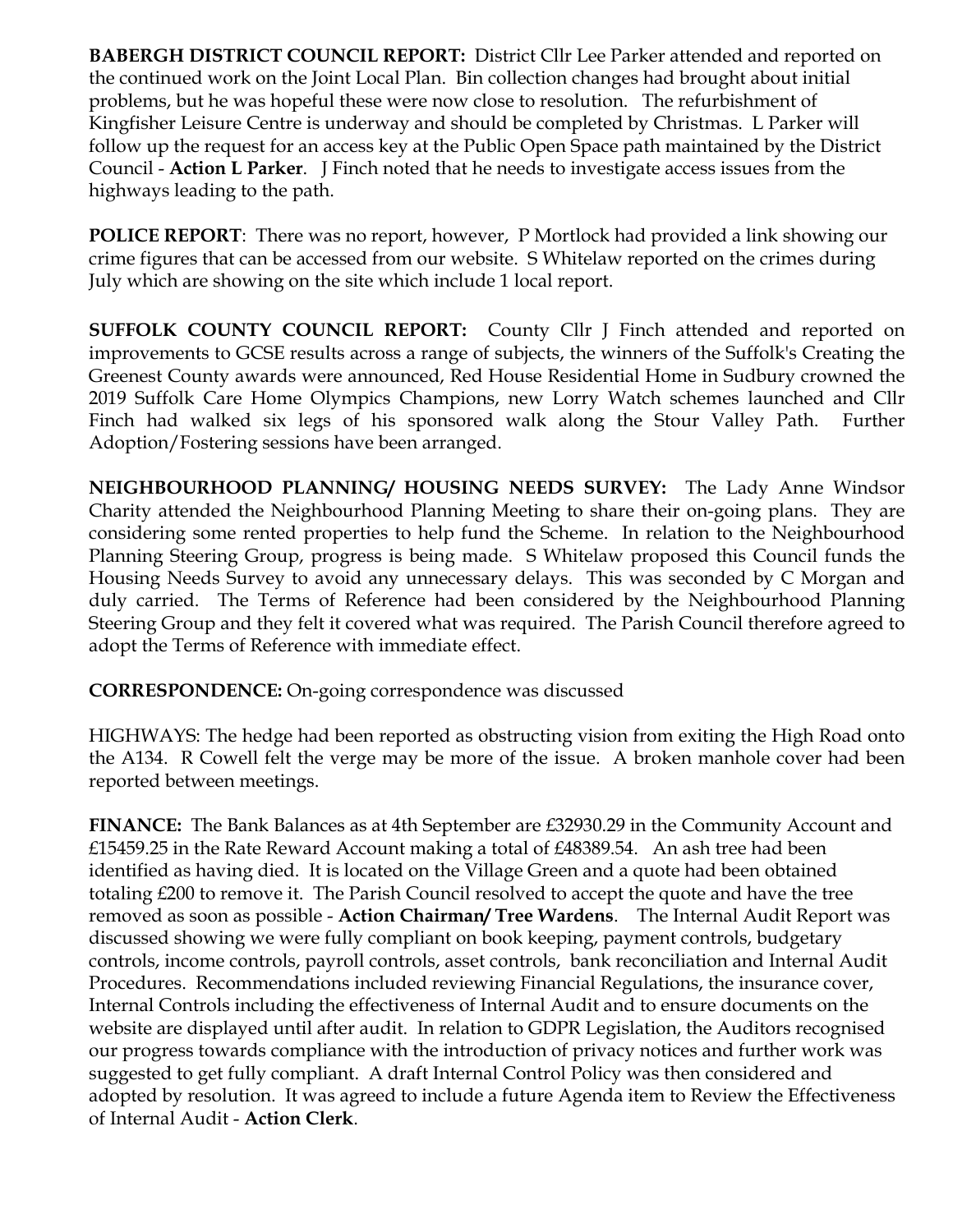**BABERGH DISTRICT COUNCIL REPORT:** District Cllr Lee Parker attended and reported on the continued work on the Joint Local Plan. Bin collection changes had brought about initial problems, but he was hopeful these were now close to resolution. The refurbishment of Kingfisher Leisure Centre is underway and should be completed by Christmas. L Parker will follow up the request for an access key at the Public Open Space path maintained by the District Council - **Action L Parker**. J Finch noted that he needs to investigate access issues from the highways leading to the path.

**POLICE REPORT**: There was no report, however, P Mortlock had provided a link showing our crime figures that can be accessed from our website. S Whitelaw reported on the crimes during July which are showing on the site which include 1 local report.

**SUFFOLK COUNTY COUNCIL REPORT:** County Cllr J Finch attended and reported on improvements to GCSE results across a range of subjects, the winners of the Suffolk's Creating the Greenest County awards were announced, Red House Residential Home in Sudbury crowned the 2019 Suffolk Care Home Olympics Champions, new Lorry Watch schemes launched and Cllr Finch had walked six legs of his sponsored walk along the Stour Valley Path. Further Adoption/Fostering sessions have been arranged.

**NEIGHBOURHOOD PLANNING/ HOUSING NEEDS SURVEY:** The Lady Anne Windsor Charity attended the Neighbourhood Planning Meeting to share their on-going plans. They are considering some rented properties to help fund the Scheme. In relation to the Neighbourhood Planning Steering Group, progress is being made. S Whitelaw proposed this Council funds the Housing Needs Survey to avoid any unnecessary delays. This was seconded by C Morgan and duly carried. The Terms of Reference had been considered by the Neighbourhood Planning Steering Group and they felt it covered what was required. The Parish Council therefore agreed to adopt the Terms of Reference with immediate effect.

**CORRESPONDENCE:** On-going correspondence was discussed

HIGHWAYS: The hedge had been reported as obstructing vision from exiting the High Road onto the A134. R Cowell felt the verge may be more of the issue. A broken manhole cover had been reported between meetings.

**FINANCE:** The Bank Balances as at 4th September are £32930.29 in the Community Account and £15459.25 in the Rate Reward Account making a total of £48389.54. An ash tree had been identified as having died. It is located on the Village Green and a quote had been obtained totaling £200 to remove it. The Parish Council resolved to accept the quote and have the tree removed as soon as possible - **Action Chairman/ Tree Wardens**. The Internal Audit Report was discussed showing we were fully compliant on book keeping, payment controls, budgetary controls, income controls, payroll controls, asset controls, bank reconciliation and Internal Audit Procedures. Recommendations included reviewing Financial Regulations, the insurance cover, Internal Controls including the effectiveness of Internal Audit and to ensure documents on the website are displayed until after audit. In relation to GDPR Legislation, the Auditors recognised our progress towards compliance with the introduction of privacy notices and further work was suggested to get fully compliant. A draft Internal Control Policy was then considered and adopted by resolution. It was agreed to include a future Agenda item to Review the Effectiveness of Internal Audit - **Action Clerk**.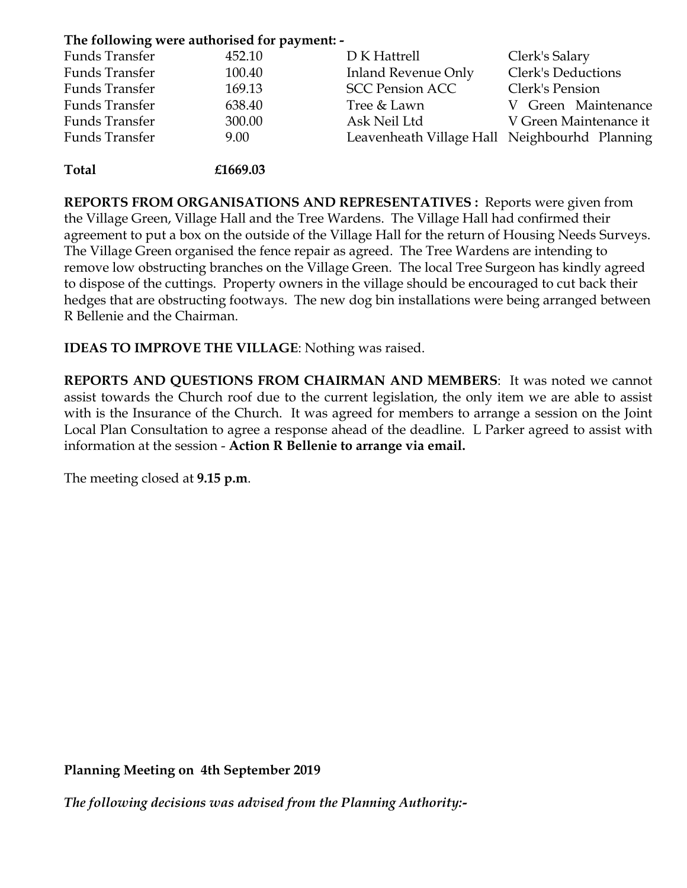**The following were authorised for payment: -**

| | | | |
|---|---|---|---|
| Funds Transfer | 452.10 | D K Hattrell | Clerk's Salary |
| Funds Transfer | 100.40 | Inland Revenue Only | Clerk's Deductions |
| Funds Transfer | 169.13 | SCC Pension ACC | Clerk's Pension |
| Funds Transfer | 638.40 | Tree & Lawn | V Green Maintenance |
| Funds Transfer | 300.00 | Ask Neil Ltd | V Green Maintenance it |
| Funds Transfer | 9.00 | Leavenheath Village Hall | Neighbourhd Planning |
| **Total** | **£1669.03** | | |

**REPORTS FROM ORGANISATIONS AND REPRESENTATIVES :** Reports were given from the Village Green, Village Hall and the Tree Wardens. The Village Hall had confirmed their agreement to put a box on the outside of the Village Hall for the return of Housing Needs Surveys. The Village Green organised the fence repair as agreed. The Tree Wardens are intending to remove low obstructing branches on the Village Green. The local Tree Surgeon has kindly agreed to dispose of the cuttings. Property owners in the village should be encouraged to cut back their hedges that are obstructing footways. The new dog bin installations were being arranged between R Bellenie and the Chairman.

**IDEAS TO IMPROVE THE VILLAGE**: Nothing was raised.

**REPORTS AND QUESTIONS FROM CHAIRMAN AND MEMBERS**: It was noted we cannot assist towards the Church roof due to the current legislation, the only item we are able to assist with is the Insurance of the Church. It was agreed for members to arrange a session on the Joint Local Plan Consultation to agree a response ahead of the deadline. L Parker agreed to assist with information at the session - **Action R Bellenie to arrange via email.**

The meeting closed at **9.15 p.m**.

**Planning Meeting on 4th September 2019**

***The following decisions was advised from the Planning Authority:-***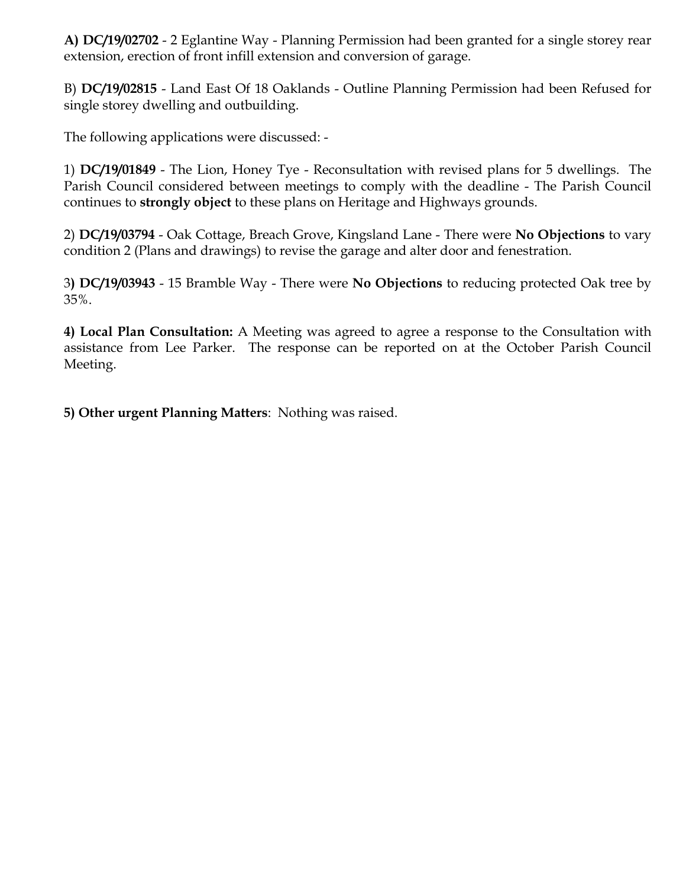**A) DC/19/02702** - 2 Eglantine Way - Planning Permission had been granted for a single storey rear extension, erection of front infill extension and conversion of garage.

B) **DC/19/02815** - Land East Of 18 Oaklands - Outline Planning Permission had been Refused for single storey dwelling and outbuilding.

The following applications were discussed: -

1) **DC/19/01849** - The Lion, Honey Tye - Reconsultation with revised plans for 5 dwellings. The Parish Council considered between meetings to comply with the deadline - The Parish Council continues to **strongly object** to these plans on Heritage and Highways grounds.

2) **DC/19/03794** - Oak Cottage, Breach Grove, Kingsland Lane - There were **No Objections** to vary condition 2 (Plans and drawings) to revise the garage and alter door and fenestration.

3**) DC/19/03943** - 15 Bramble Way - There were **No Objections** to reducing protected Oak tree by 35%.

**4) Local Plan Consultation:** A Meeting was agreed to agree a response to the Consultation with assistance from Lee Parker. The response can be reported on at the October Parish Council Meeting.

**5) Other urgent Planning Matters**: Nothing was raised.